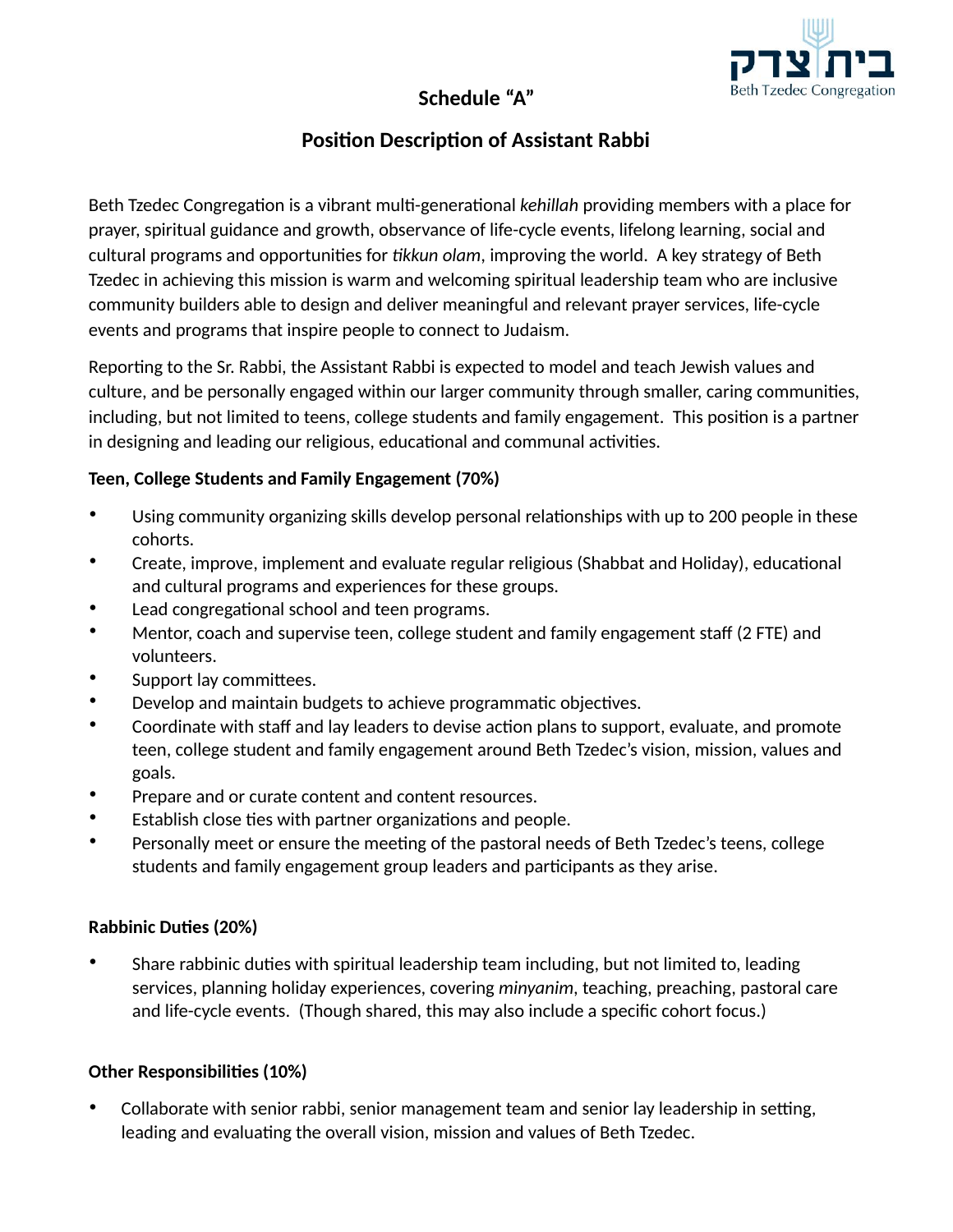# Schedule "A"

## Position Description of Assistant Rabbi

Beth Tzedec Congregation is a vibrant multi-generational *kehillah* providing members with a place for prayer, spiritual guidance and growth, observance of life-cycle events, lifelong learning, social and cultural programs and opportunities for *tikkun olam*, improving the world. A key strategy of Beth Tzedec in achieving this mission is warm and welcoming spiritual leadership team who are inclusive community builders able to design and deliver meaningful and relevant prayer services, life-cycle events and programs that inspire people to connect to Judaism.

Reporting to the Sr. Rabbi, the Assistant Rabbi is expected to model and teach Jewish values and culture, and be personally engaged within our larger community through smaller, caring communities, including, but not limited to teens, college students and family engagement. This position is a partner in designing and leading our religious, educational and communal activities.

**Teen, College Students and Family Engagement (70%)**

- Using community organizing skills develop personal relationships with up to 200 people in these cohorts.
- Create, improve, implement and evaluate regular religious (Shabbat and Holiday), educational and cultural programs and experiences for these groups.
- Lead congregational school and teen programs.
- Mentor, coach and supervise teen, college student and family engagement staff (2 FTE) and volunteers.
- Support lay committees.
- Develop and maintain budgets to achieve programmatic objectives.
- Coordinate with staff and lay leaders to devise action plans to support, evaluate, and promote teen, college student and family engagement around Beth Tzedec's vision, mission, values and goals.
- Prepare and or curate content and content resources.
- Establish close ties with partner organizations and people.
- Personally meet or ensure the meeting of the pastoral needs of Beth Tzedec's teens, college students and family engagement group leaders and participants as they arise.

**Rabbinic Duties (20%)**

- Share rabbinic duties with spiritual leadership team including, but not limited to, leading services, planning holiday experiences, covering *minyanim*, teaching, preaching, pastoral care and life-cycle events. (Though shared, this may also include a specific cohort focus.)

**Other Responsibilities (10%)**

- Collaborate with senior rabbi, senior management team and senior lay leadership in setting, leading and evaluating the overall vision, mission and values of Beth Tzedec.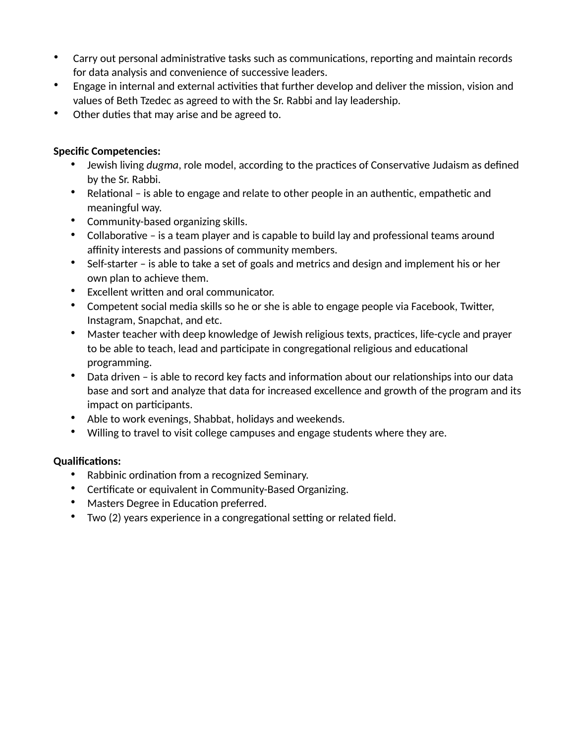- Carry out personal administrative tasks such as communications, reporting and maintain records for data analysis and convenience of successive leaders.
- Engage in internal and external activities that further develop and deliver the mission, vision and values of Beth Tzedec as agreed to with the Sr. Rabbi and lay leadership.
- Other duties that may arise and be agreed to.

**Specific Competencies:**

- Jewish living *dugma*, role model, according to the practices of Conservative Judaism as defined by the Sr. Rabbi.
- Relational – is able to engage and relate to other people in an authentic, empathetic and meaningful way.
- Community-based organizing skills.
- Collaborative – is a team player and is capable to build lay and professional teams around affinity interests and passions of community members.
- Self-starter – is able to take a set of goals and metrics and design and implement his or her own plan to achieve them.
- Excellent written and oral communicator.
- Competent social media skills so he or she is able to engage people via Facebook, Twitter, Instagram, Snapchat, and etc.
- Master teacher with deep knowledge of Jewish religious texts, practices, life-cycle and prayer to be able to teach, lead and participate in congregational religious and educational programming.
- Data driven – is able to record key facts and information about our relationships into our data base and sort and analyze that data for increased excellence and growth of the program and its impact on participants.
- Able to work evenings, Shabbat, holidays and weekends.
- Willing to travel to visit college campuses and engage students where they are.

**Qualifications:**

- Rabbinic ordination from a recognized Seminary.
- Certificate or equivalent in Community-Based Organizing.
- Masters Degree in Education preferred.
- Two (2) years experience in a congregational setting or related field.